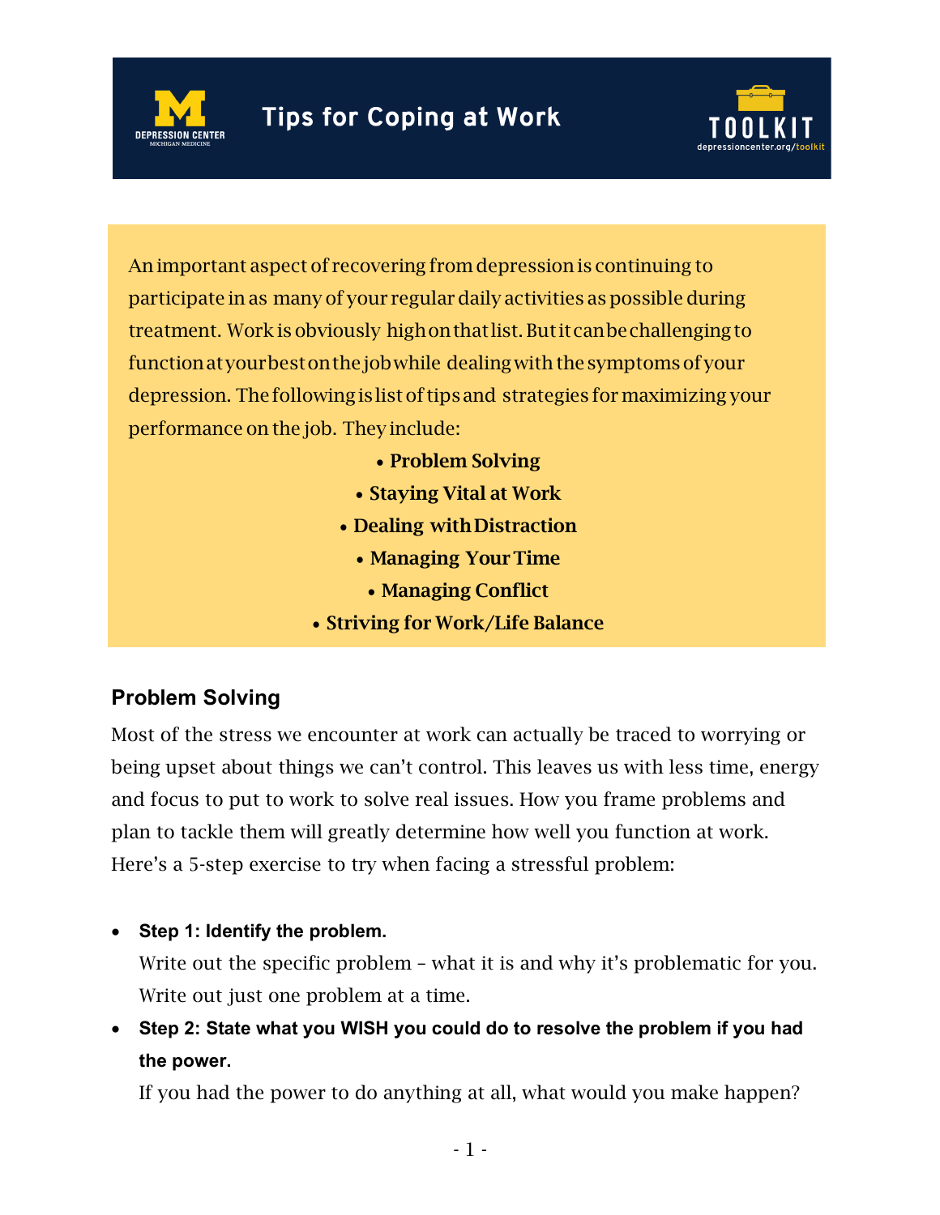# Tips for Coping at Work

An important aspect of recovering from depression is continuing to participate in as many of your regular daily activities as possible during treatment. Work is obviously high on that list. But it can be challenging to function at your best on the job while dealing with the symptoms of your depression. The following is list of tips and strategies for maximizing your performance on the job. They include:

- **Problem Solving**
- **Staying Vital at Work**
- **Dealing with Distraction**
- **Managing Your Time**
- **Managing Conflict**
- **Striving for Work/Life Balance**

## Problem Solving

Most of the stress we encounter at work can actually be traced to worrying or being upset about things we can't control. This leaves us with less time, energy and focus to put to work to solve real issues. How you frame problems and plan to tackle them will greatly determine how well you function at work. Here's a 5-step exercise to try when facing a stressful problem:

- **Step 1: Identify the problem.**
  Write out the specific problem – what it is and why it's problematic for you. Write out just one problem at a time.
- **Step 2: State what you WISH you could do to resolve the problem if you had the power.**
  If you had the power to do anything at all, what would you make happen?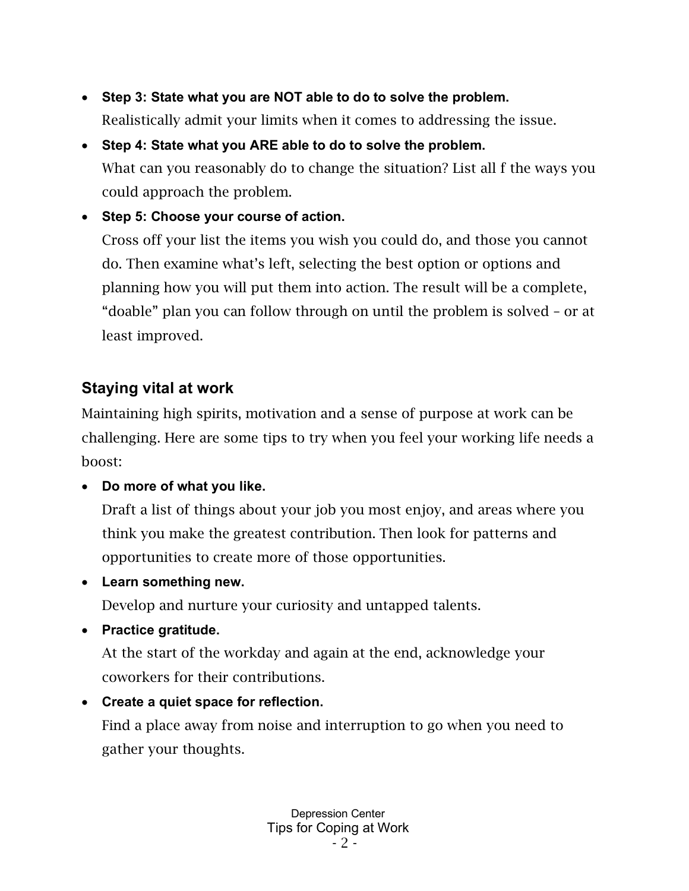- **Step 3: State what you are NOT able to do to solve the problem.**
  Realistically admit your limits when it comes to addressing the issue.
- **Step 4: State what you ARE able to do to solve the problem.**
  What can you reasonably do to change the situation? List all f the ways you could approach the problem.
- **Step 5: Choose your course of action.**
  Cross off your list the items you wish you could do, and those you cannot do. Then examine what's left, selecting the best option or options and planning how you will put them into action. The result will be a complete, "doable" plan you can follow through on until the problem is solved – or at least improved.

## Staying vital at work

Maintaining high spirits, motivation and a sense of purpose at work can be challenging. Here are some tips to try when you feel your working life needs a boost:

- **Do more of what you like.**
  Draft a list of things about your job you most enjoy, and areas where you think you make the greatest contribution. Then look for patterns and opportunities to create more of those opportunities.
- **Learn something new.**
  Develop and nurture your curiosity and untapped talents.
- **Practice gratitude.**
  At the start of the workday and again at the end, acknowledge your coworkers for their contributions.
- **Create a quiet space for reflection.**
  Find a place away from noise and interruption to go when you need to gather your thoughts.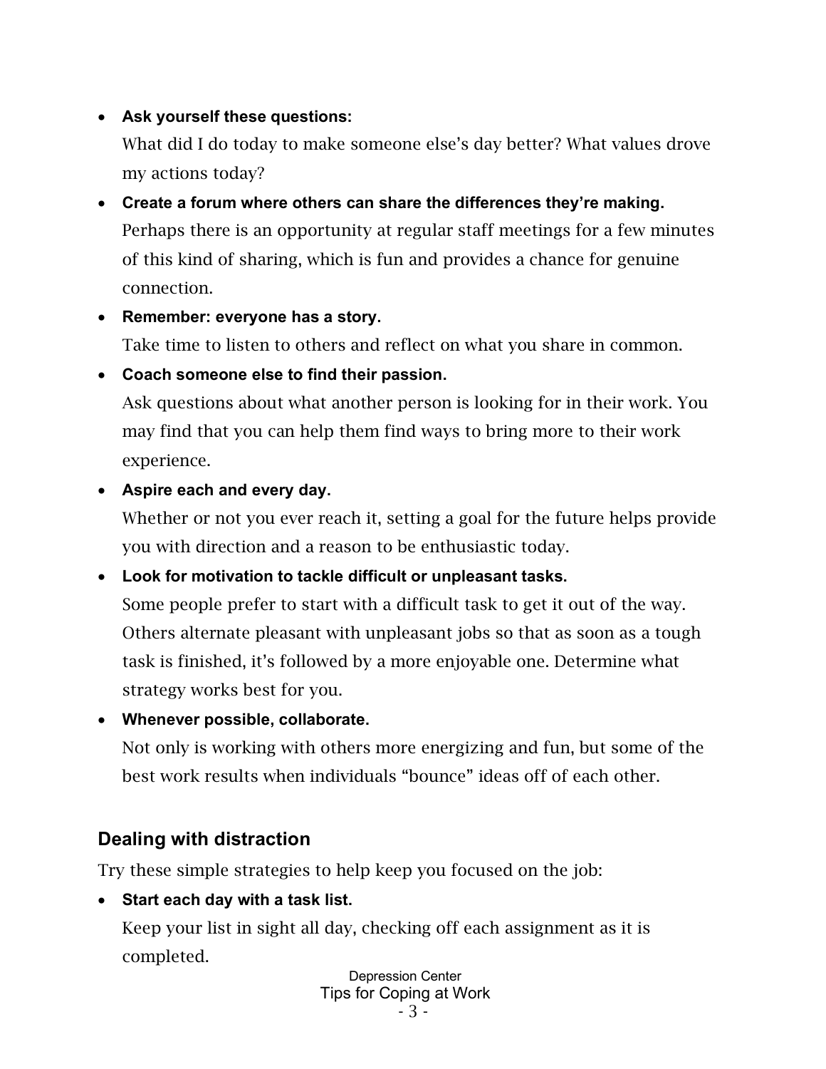- **Ask yourself these questions:**
  What did I do today to make someone else's day better? What values drove my actions today?
- **Create a forum where others can share the differences they're making.**
  Perhaps there is an opportunity at regular staff meetings for a few minutes of this kind of sharing, which is fun and provides a chance for genuine connection.
- **Remember: everyone has a story.**
  Take time to listen to others and reflect on what you share in common.
- **Coach someone else to find their passion.**
  Ask questions about what another person is looking for in their work. You may find that you can help them find ways to bring more to their work experience.
- **Aspire each and every day.**
  Whether or not you ever reach it, setting a goal for the future helps provide you with direction and a reason to be enthusiastic today.
- **Look for motivation to tackle difficult or unpleasant tasks.**
  Some people prefer to start with a difficult task to get it out of the way. Others alternate pleasant with unpleasant jobs so that as soon as a tough task is finished, it's followed by a more enjoyable one. Determine what strategy works best for you.
- **Whenever possible, collaborate.**
  Not only is working with others more energizing and fun, but some of the best work results when individuals "bounce" ideas off of each other.

## Dealing with distraction

Try these simple strategies to help keep you focused on the job:

- **Start each day with a task list.**
  Keep your list in sight all day, checking off each assignment as it is completed.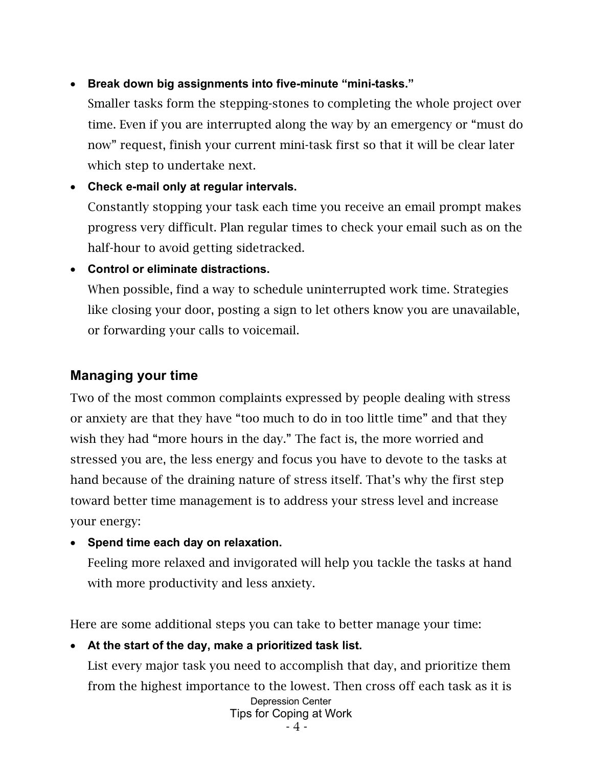- **Break down big assignments into five-minute "mini-tasks."**
  Smaller tasks form the stepping-stones to completing the whole project over time. Even if you are interrupted along the way by an emergency or "must do now" request, finish your current mini-task first so that it will be clear later which step to undertake next.
- **Check e-mail only at regular intervals.**
  Constantly stopping your task each time you receive an email prompt makes progress very difficult. Plan regular times to check your email such as on the half-hour to avoid getting sidetracked.
- **Control or eliminate distractions.**
  When possible, find a way to schedule uninterrupted work time. Strategies like closing your door, posting a sign to let others know you are unavailable, or forwarding your calls to voicemail.

## Managing your time

Two of the most common complaints expressed by people dealing with stress or anxiety are that they have "too much to do in too little time" and that they wish they had "more hours in the day." The fact is, the more worried and stressed you are, the less energy and focus you have to devote to the tasks at hand because of the draining nature of stress itself. That's why the first step toward better time management is to address your stress level and increase your energy:

- **Spend time each day on relaxation.**
  Feeling more relaxed and invigorated will help you tackle the tasks at hand with more productivity and less anxiety.

Here are some additional steps you can take to better manage your time:

- **At the start of the day, make a prioritized task list.**
  List every major task you need to accomplish that day, and prioritize them from the highest importance to the lowest. Then cross off each task as it is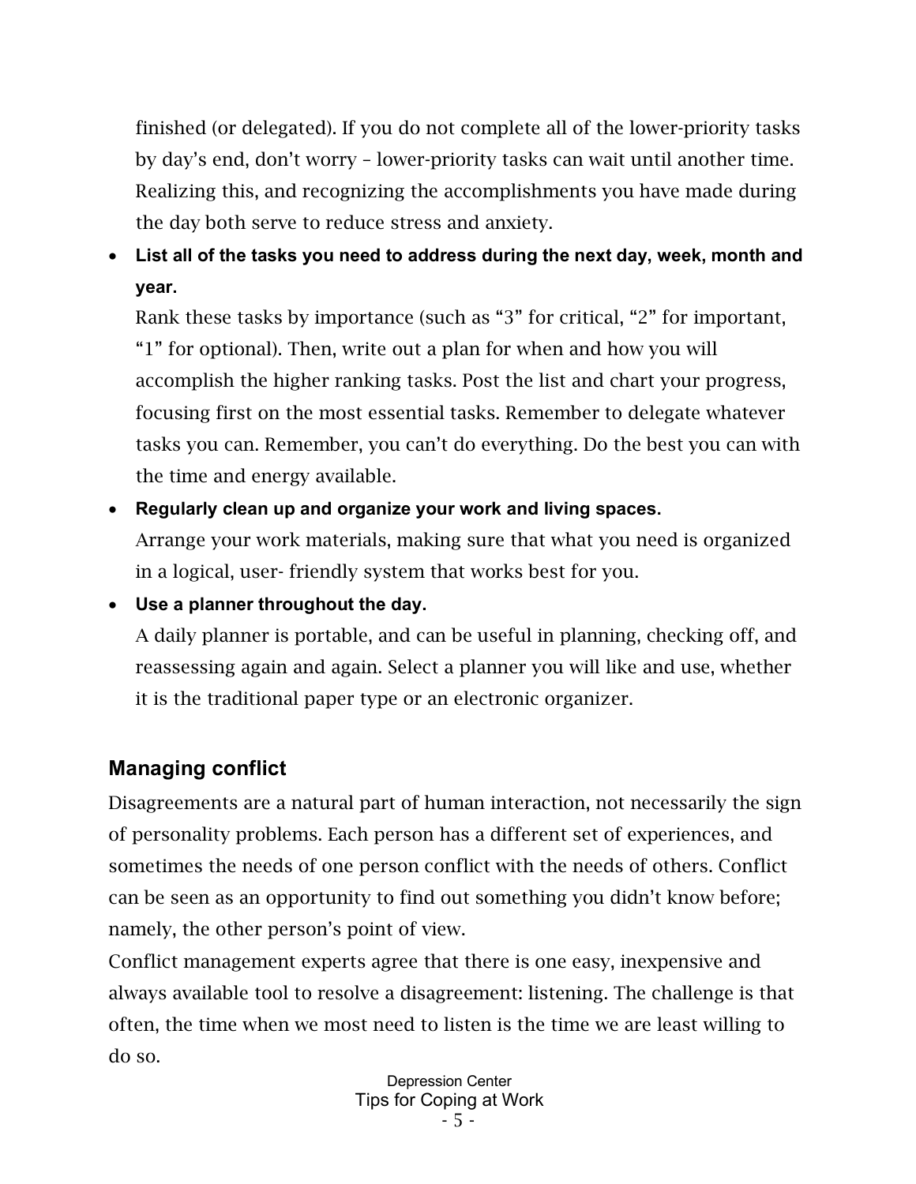finished (or delegated). If you do not complete all of the lower-priority tasks by day's end, don't worry – lower-priority tasks can wait until another time. Realizing this, and recognizing the accomplishments you have made during the day both serve to reduce stress and anxiety.

- **List all of the tasks you need to address during the next day, week, month and year.**
  Rank these tasks by importance (such as "3" for critical, "2" for important, "1" for optional). Then, write out a plan for when and how you will accomplish the higher ranking tasks. Post the list and chart your progress, focusing first on the most essential tasks. Remember to delegate whatever tasks you can. Remember, you can't do everything. Do the best you can with the time and energy available.
- **Regularly clean up and organize your work and living spaces.**
  Arrange your work materials, making sure that what you need is organized in a logical, user- friendly system that works best for you.
- **Use a planner throughout the day.**
  A daily planner is portable, and can be useful in planning, checking off, and reassessing again and again. Select a planner you will like and use, whether it is the traditional paper type or an electronic organizer.

## Managing conflict

Disagreements are a natural part of human interaction, not necessarily the sign of personality problems. Each person has a different set of experiences, and sometimes the needs of one person conflict with the needs of others. Conflict can be seen as an opportunity to find out something you didn't know before; namely, the other person's point of view.

Conflict management experts agree that there is one easy, inexpensive and always available tool to resolve a disagreement: listening. The challenge is that often, the time when we most need to listen is the time we are least willing to do so.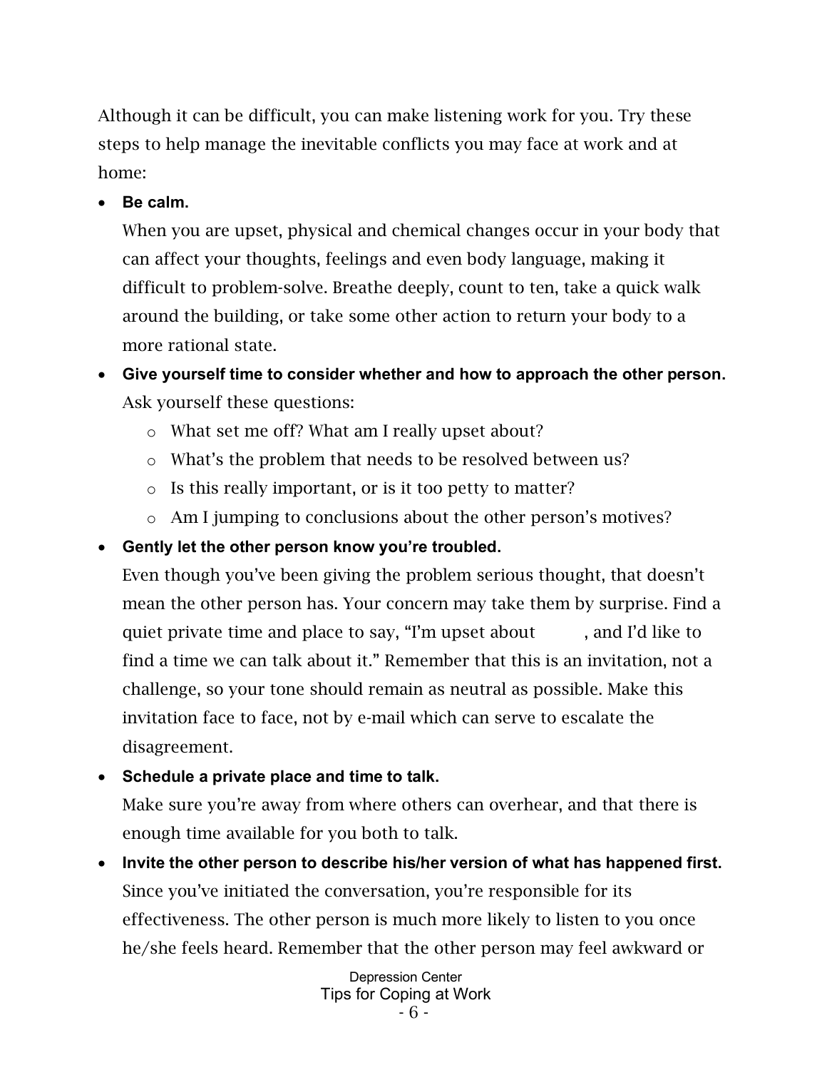Although it can be difficult, you can make listening work for you. Try these steps to help manage the inevitable conflicts you may face at work and at home:

- **Be calm.**

  When you are upset, physical and chemical changes occur in your body that can affect your thoughts, feelings and even body language, making it difficult to problem-solve. Breathe deeply, count to ten, take a quick walk around the building, or take some other action to return your body to a more rational state.

- **Give yourself time to consider whether and how to approach the other person.**

  Ask yourself these questions:
  - What set me off? What am I really upset about?
  - What's the problem that needs to be resolved between us?
  - Is this really important, or is it too petty to matter?
  - Am I jumping to conclusions about the other person's motives?

- **Gently let the other person know you're troubled.**

  Even though you've been giving the problem serious thought, that doesn't mean the other person has. Your concern may take them by surprise. Find a quiet private time and place to say, "I'm upset about ______, and I'd like to find a time we can talk about it." Remember that this is an invitation, not a challenge, so your tone should remain as neutral as possible. Make this invitation face to face, not by e-mail which can serve to escalate the disagreement.

- **Schedule a private place and time to talk.**

  Make sure you're away from where others can overhear, and that there is enough time available for you both to talk.

- **Invite the other person to describe his/her version of what has happened first.**

  Since you've initiated the conversation, you're responsible for its effectiveness. The other person is much more likely to listen to you once he/she feels heard. Remember that the other person may feel awkward or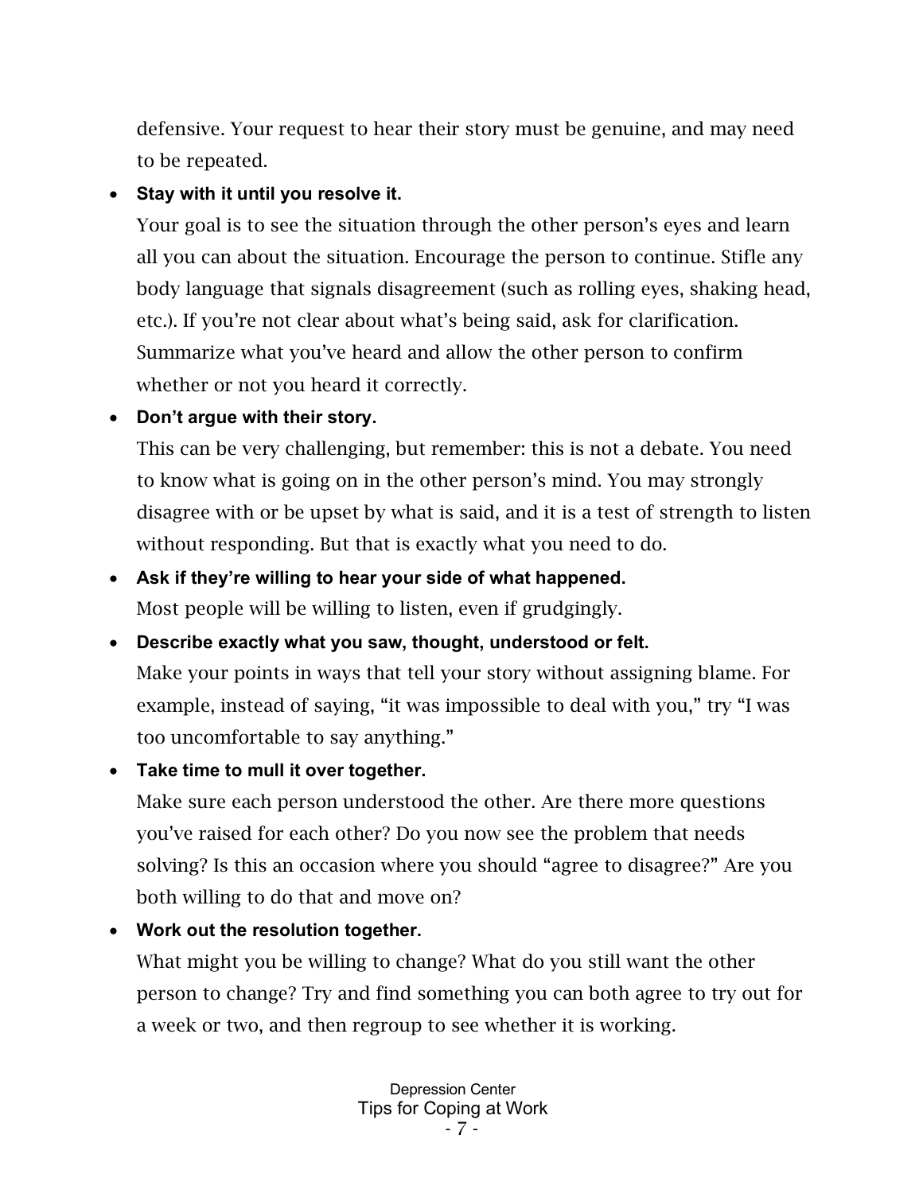defensive. Your request to hear their story must be genuine, and may need to be repeated.

- **Stay with it until you resolve it.**
  Your goal is to see the situation through the other person's eyes and learn all you can about the situation. Encourage the person to continue. Stifle any body language that signals disagreement (such as rolling eyes, shaking head, etc.). If you're not clear about what's being said, ask for clarification. Summarize what you've heard and allow the other person to confirm whether or not you heard it correctly.
- **Don't argue with their story.**
  This can be very challenging, but remember: this is not a debate. You need to know what is going on in the other person's mind. You may strongly disagree with or be upset by what is said, and it is a test of strength to listen without responding. But that is exactly what you need to do.
- **Ask if they're willing to hear your side of what happened.**
  Most people will be willing to listen, even if grudgingly.
- **Describe exactly what you saw, thought, understood or felt.**
  Make your points in ways that tell your story without assigning blame. For example, instead of saying, "it was impossible to deal with you," try "I was too uncomfortable to say anything."
- **Take time to mull it over together.**
  Make sure each person understood the other. Are there more questions you've raised for each other? Do you now see the problem that needs solving? Is this an occasion where you should "agree to disagree?" Are you both willing to do that and move on?
- **Work out the resolution together.**
  What might you be willing to change? What do you still want the other person to change? Try and find something you can both agree to try out for a week or two, and then regroup to see whether it is working.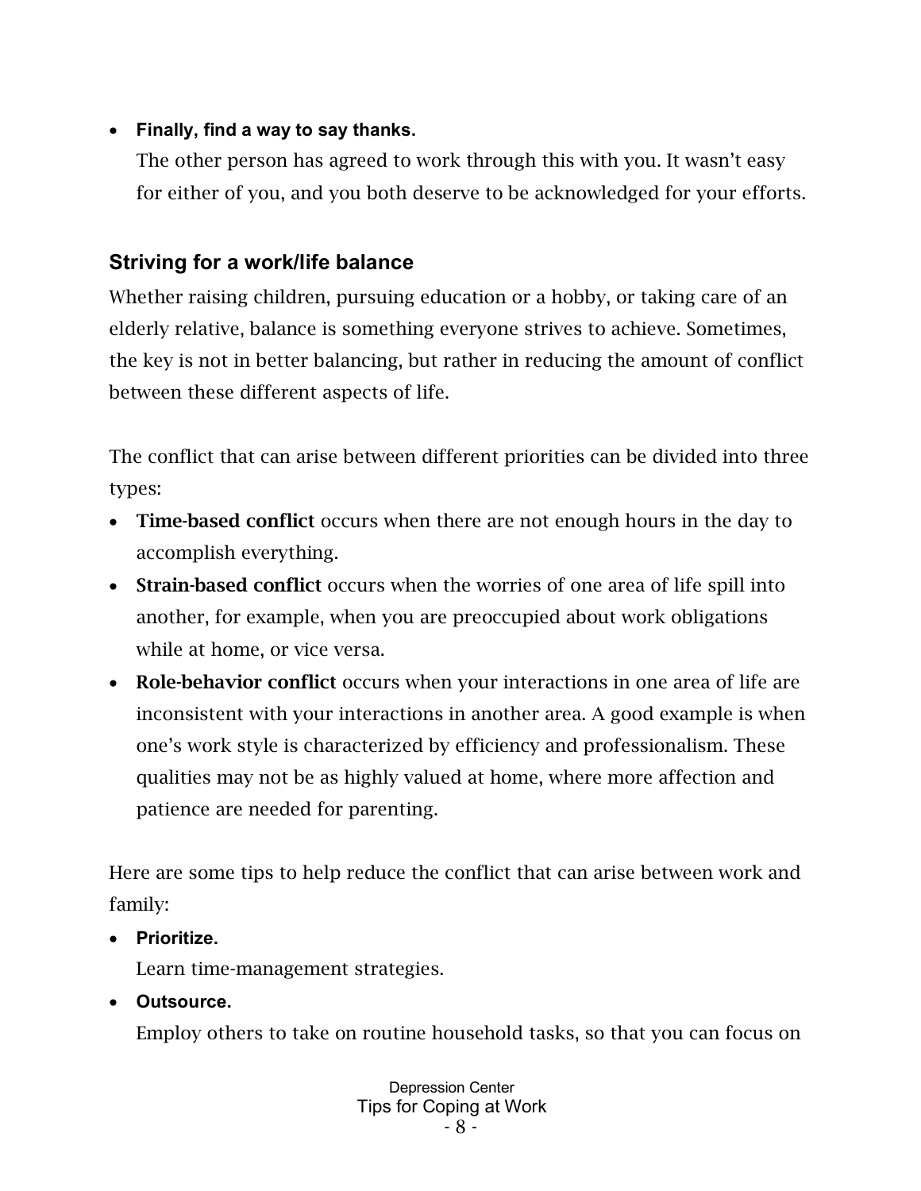- **Finally, find a way to say thanks.**
  The other person has agreed to work through this with you. It wasn't easy for either of you, and you both deserve to be acknowledged for your efforts.

## Striving for a work/life balance

Whether raising children, pursuing education or a hobby, or taking care of an elderly relative, balance is something everyone strives to achieve. Sometimes, the key is not in better balancing, but rather in reducing the amount of conflict between these different aspects of life.

The conflict that can arise between different priorities can be divided into three types:

- **Time-based conflict** occurs when there are not enough hours in the day to accomplish everything.
- **Strain-based conflict** occurs when the worries of one area of life spill into another, for example, when you are preoccupied about work obligations while at home, or vice versa.
- **Role-behavior conflict** occurs when your interactions in one area of life are inconsistent with your interactions in another area. A good example is when one's work style is characterized by efficiency and professionalism. These qualities may not be as highly valued at home, where more affection and patience are needed for parenting.

Here are some tips to help reduce the conflict that can arise between work and family:

- **Prioritize.**
  Learn time-management strategies.
- **Outsource.**
  Employ others to take on routine household tasks, so that you can focus on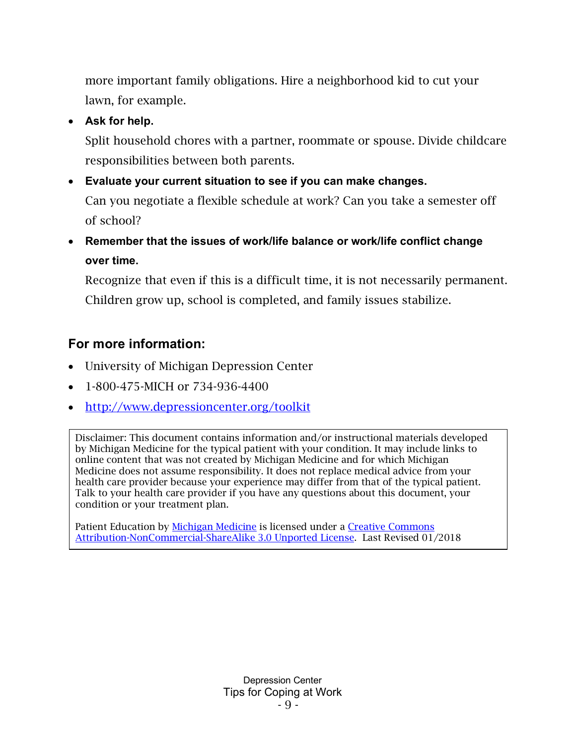more important family obligations. Hire a neighborhood kid to cut your lawn, for example.

- **Ask for help.**
  Split household chores with a partner, roommate or spouse. Divide childcare responsibilities between both parents.
- **Evaluate your current situation to see if you can make changes.**
  Can you negotiate a flexible schedule at work? Can you take a semester off of school?
- **Remember that the issues of work/life balance or work/life conflict change over time.**
  Recognize that even if this is a difficult time, it is not necessarily permanent. Children grow up, school is completed, and family issues stabilize.

## For more information:

- University of Michigan Depression Center
- 1-800-475-MICH or 734-936-4400
- http://www.depressioncenter.org/toolkit

Disclaimer: This document contains information and/or instructional materials developed by Michigan Medicine for the typical patient with your condition. It may include links to online content that was not created by Michigan Medicine and for which Michigan Medicine does not assume responsibility. It does not replace medical advice from your health care provider because your experience may differ from that of the typical patient. Talk to your health care provider if you have any questions about this document, your condition or your treatment plan.

Patient Education by Michigan Medicine is licensed under a Creative Commons Attribution-NonCommercial-ShareAlike 3.0 Unported License. Last Revised 01/2018